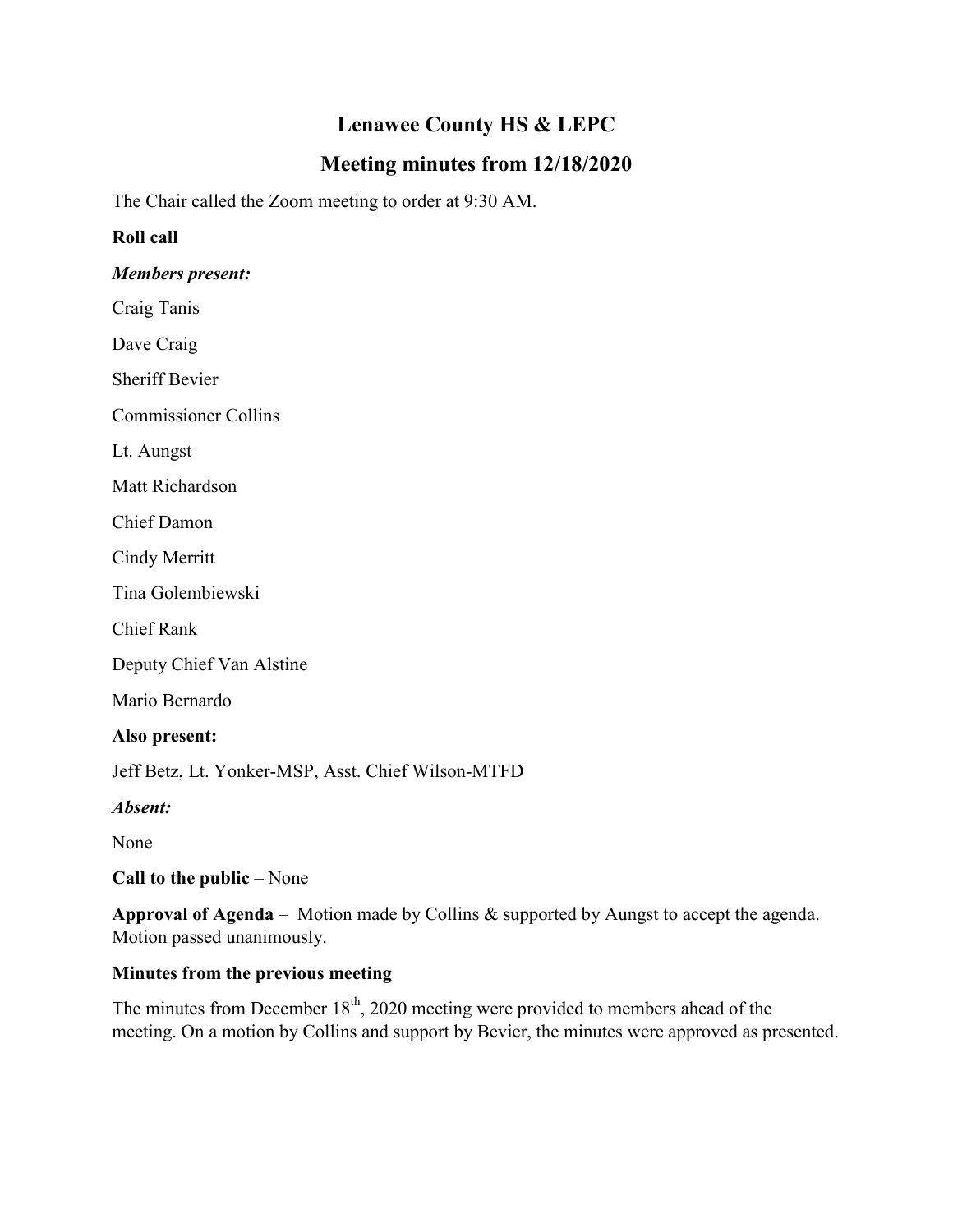# Lenawee County HS & LEPC

## Meeting minutes from 12/18/2020

The Chair called the Zoom meeting to order at 9:30 AM.

**Roll call**

***Members present:***

Craig Tanis

Dave Craig

Sheriff Bevier

Commissioner Collins

Lt. Aungst

Matt Richardson

Chief Damon

Cindy Merritt

Tina Golembiewski

Chief Rank

Deputy Chief Van Alstine

Mario Bernardo

**Also present:**

Jeff Betz, Lt. Yonker-MSP, Asst. Chief Wilson-MTFD

***Absent:***

None

**Call to the public** – None

**Approval of Agenda** – Motion made by Collins & supported by Aungst to accept the agenda. Motion passed unanimously.

**Minutes from the previous meeting**

The minutes from December 18th, 2020 meeting were provided to members ahead of the meeting. On a motion by Collins and support by Bevier, the minutes were approved as presented.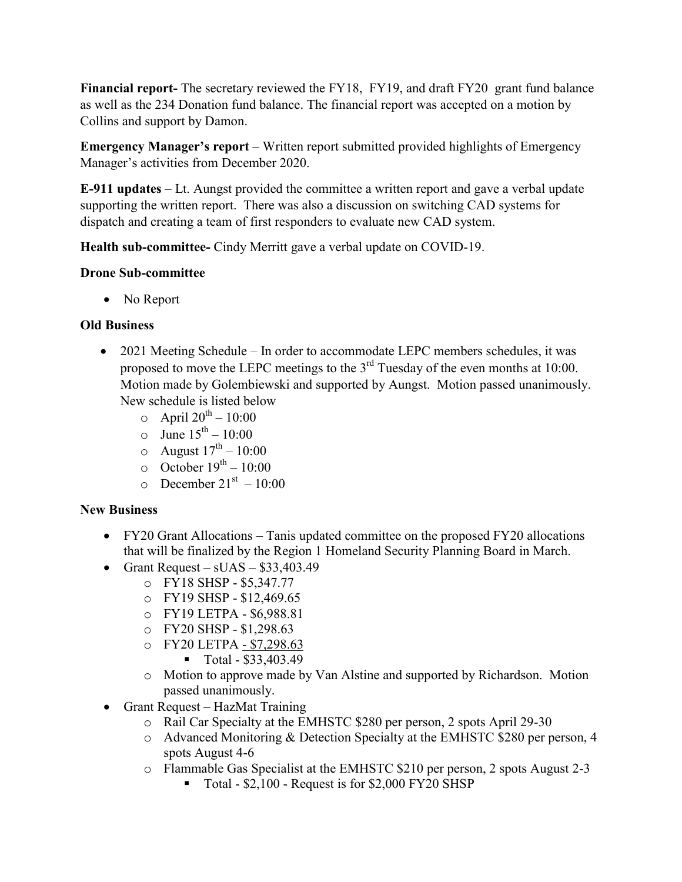**Financial report-** The secretary reviewed the FY18, FY19, and draft FY20 grant fund balance as well as the 234 Donation fund balance. The financial report was accepted on a motion by Collins and support by Damon.

**Emergency Manager's report** – Written report submitted provided highlights of Emergency Manager's activities from December 2020.

**E-911 updates** – Lt. Aungst provided the committee a written report and gave a verbal update supporting the written report. There was also a discussion on switching CAD systems for dispatch and creating a team of first responders to evaluate new CAD system.

**Health sub-committee-** Cindy Merritt gave a verbal update on COVID-19.

**Drone Sub-committee**

- No Report

**Old Business**

- 2021 Meeting Schedule – In order to accommodate LEPC members schedules, it was proposed to move the LEPC meetings to the 3rd Tuesday of the even months at 10:00. Motion made by Golembiewski and supported by Aungst. Motion passed unanimously. New schedule is listed below
  - April 20th – 10:00
  - June 15th – 10:00
  - August 17th – 10:00
  - October 19th – 10:00
  - December 21st – 10:00

**New Business**

- FY20 Grant Allocations – Tanis updated committee on the proposed FY20 allocations that will be finalized by the Region 1 Homeland Security Planning Board in March.
- Grant Request – sUAS – $33,403.49
  - FY18 SHSP - $5,347.77
  - FY19 SHSP - $12,469.65
  - FY19 LETPA - $6,988.81
  - FY20 SHSP - $1,298.63
  - FY20 LETPA - $7,298.63
    - Total - $33,403.49
  - Motion to approve made by Van Alstine and supported by Richardson. Motion passed unanimously.
- Grant Request – HazMat Training
  - Rail Car Specialty at the EMHSTC $280 per person, 2 spots April 29-30
  - Advanced Monitoring & Detection Specialty at the EMHSTC $280 per person, 4 spots August 4-6
  - Flammable Gas Specialist at the EMHSTC $210 per person, 2 spots August 2-3
    - Total - $2,100 - Request is for $2,000 FY20 SHSP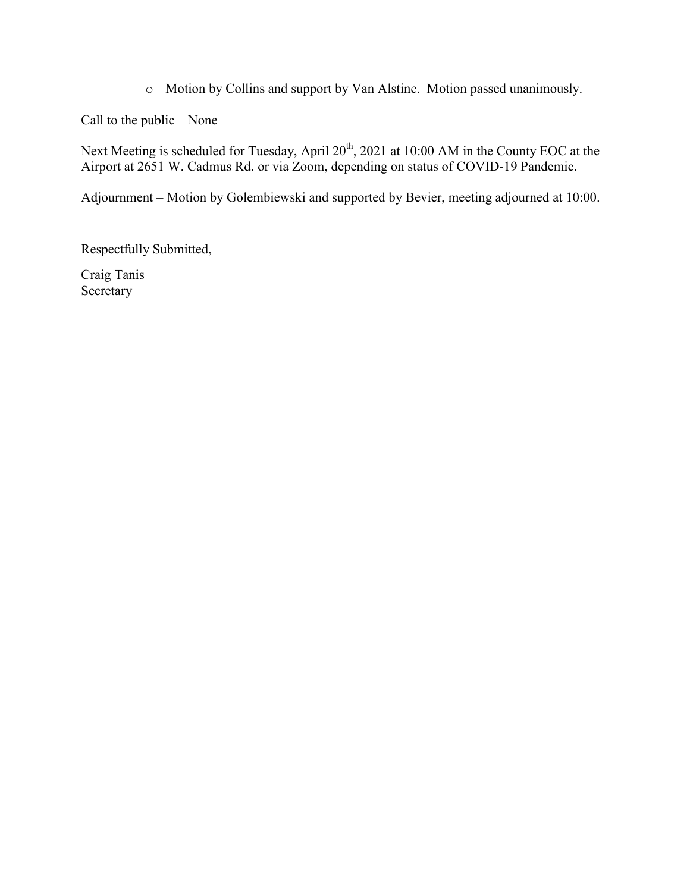- Motion by Collins and support by Van Alstine. Motion passed unanimously.

Call to the public – None

Next Meeting is scheduled for Tuesday, April 20th, 2021 at 10:00 AM in the County EOC at the Airport at 2651 W. Cadmus Rd. or via Zoom, depending on status of COVID-19 Pandemic.

Adjournment – Motion by Golembiewski and supported by Bevier, meeting adjourned at 10:00.

Respectfully Submitted,

Craig Tanis
Secretary